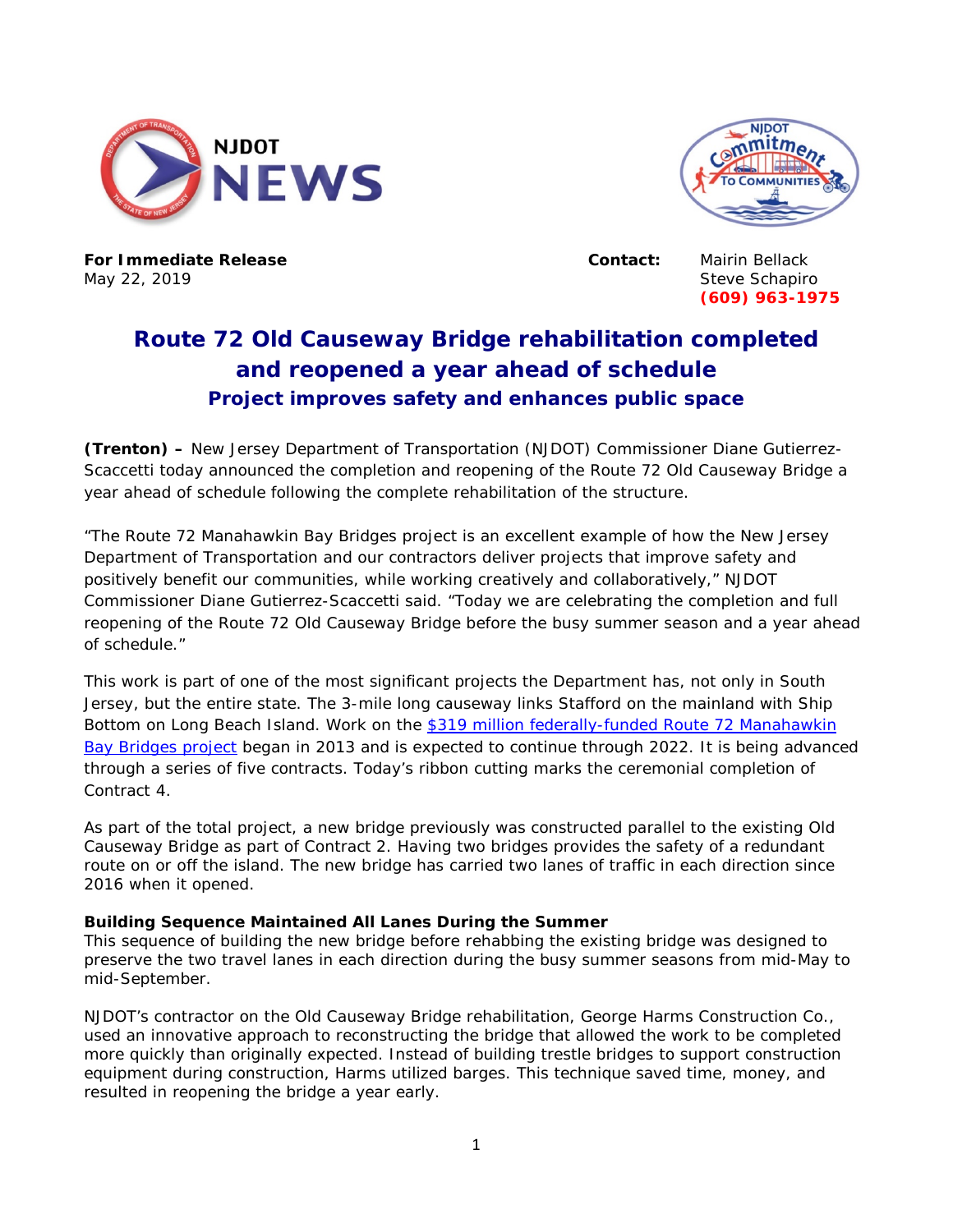**For Immediate Release**
May 22, 2019

**Contact:** Mairin Bellack
Steve Schapiro
**(609) 963-1975**

# Route 72 Old Causeway Bridge rehabilitation completed and reopened a year ahead of schedule

## Project improves safety and enhances public space

**(Trenton) –** New Jersey Department of Transportation (NJDOT) Commissioner Diane Gutierrez-Scaccetti today announced the completion and reopening of the Route 72 Old Causeway Bridge a year ahead of schedule following the complete rehabilitation of the structure.

"The Route 72 Manahawkin Bay Bridges project is an excellent example of how the New Jersey Department of Transportation and our contractors deliver projects that improve safety and positively benefit our communities, while working creatively and collaboratively," NJDOT Commissioner Diane Gutierrez-Scaccetti said. "Today we are celebrating the completion and full reopening of the Route 72 Old Causeway Bridge before the busy summer season and a year ahead of schedule."

This work is part of one of the most significant projects the Department has, not only in South Jersey, but the entire state. The 3-mile long causeway links Stafford on the mainland with Ship Bottom on Long Beach Island. Work on the $319 million federally-funded Route 72 Manahawkin Bay Bridges project began in 2013 and is expected to continue through 2022. It is being advanced through a series of five contracts. Today's ribbon cutting marks the ceremonial completion of Contract 4.

As part of the total project, a new bridge previously was constructed parallel to the existing Old Causeway Bridge as part of Contract 2. Having two bridges provides the safety of a redundant route on or off the island. The new bridge has carried two lanes of traffic in each direction since 2016 when it opened.

**Building Sequence Maintained All Lanes During the Summer**

This sequence of building the new bridge before rehabbing the existing bridge was designed to preserve the two travel lanes in each direction during the busy summer seasons from mid-May to mid-September.

NJDOT's contractor on the Old Causeway Bridge rehabilitation, George Harms Construction Co., used an innovative approach to reconstructing the bridge that allowed the work to be completed more quickly than originally expected. Instead of building trestle bridges to support construction equipment during construction, Harms utilized barges. This technique saved time, money, and resulted in reopening the bridge a year early.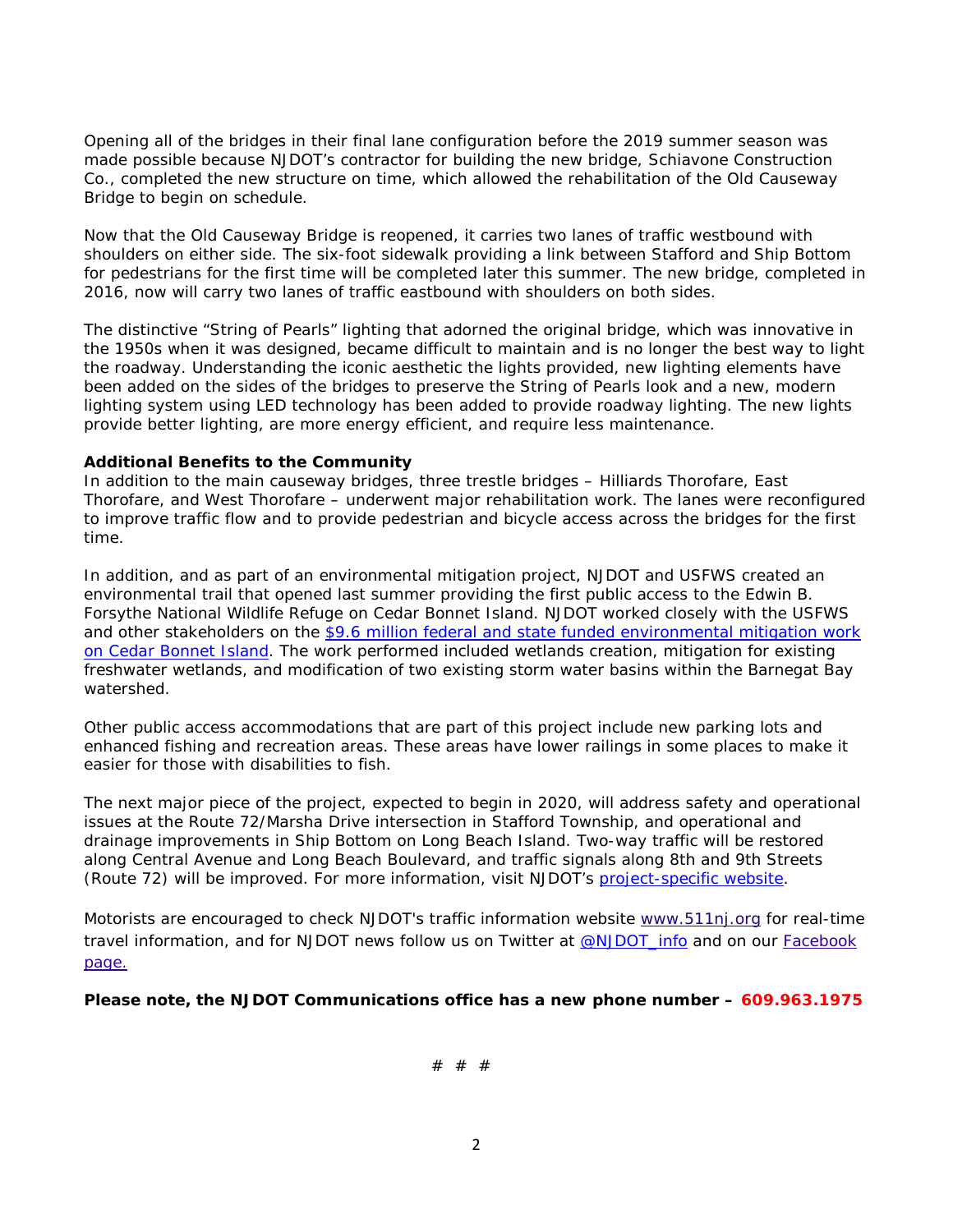Opening all of the bridges in their final lane configuration before the 2019 summer season was made possible because NJDOT's contractor for building the new bridge, Schiavone Construction Co., completed the new structure on time, which allowed the rehabilitation of the Old Causeway Bridge to begin on schedule.

Now that the Old Causeway Bridge is reopened, it carries two lanes of traffic westbound with shoulders on either side. The six-foot sidewalk providing a link between Stafford and Ship Bottom for pedestrians for the first time will be completed later this summer. The new bridge, completed in 2016, now will carry two lanes of traffic eastbound with shoulders on both sides.

The distinctive "String of Pearls" lighting that adorned the original bridge, which was innovative in the 1950s when it was designed, became difficult to maintain and is no longer the best way to light the roadway. Understanding the iconic aesthetic the lights provided, new lighting elements have been added on the sides of the bridges to preserve the String of Pearls look and a new, modern lighting system using LED technology has been added to provide roadway lighting. The new lights provide better lighting, are more energy efficient, and require less maintenance.

**Additional Benefits to the Community**
In addition to the main causeway bridges, three trestle bridges – Hilliards Thorofare, East Thorofare, and West Thorofare – underwent major rehabilitation work. The lanes were reconfigured to improve traffic flow and to provide pedestrian and bicycle access across the bridges for the first time.

In addition, and as part of an environmental mitigation project, NJDOT and USFWS created an environmental trail that opened last summer providing the first public access to the Edwin B. Forsythe National Wildlife Refuge on Cedar Bonnet Island. NJDOT worked closely with the USFWS and other stakeholders on the [$9.6 million federal and state funded environmental mitigation work on Cedar Bonnet Island](). The work performed included wetlands creation, mitigation for existing freshwater wetlands, and modification of two existing storm water basins within the Barnegat Bay watershed.

Other public access accommodations that are part of this project include new parking lots and enhanced fishing and recreation areas. These areas have lower railings in some places to make it easier for those with disabilities to fish.

The next major piece of the project, expected to begin in 2020, will address safety and operational issues at the Route 72/Marsha Drive intersection in Stafford Township, and operational and drainage improvements in Ship Bottom on Long Beach Island. Two-way traffic will be restored along Central Avenue and Long Beach Boulevard, and traffic signals along 8th and 9th Streets (Route 72) will be improved. For more information, visit NJDOT's [project-specific website]().

Motorists are encouraged to check NJDOT's traffic information website [www.511nj.org]() for real-time travel information, and for NJDOT news follow us on Twitter at [@NJDOT_info]() and on our [Facebook page.]()

**Please note, the NJDOT Communications office has a new phone number – 609.963.1975**

# # #